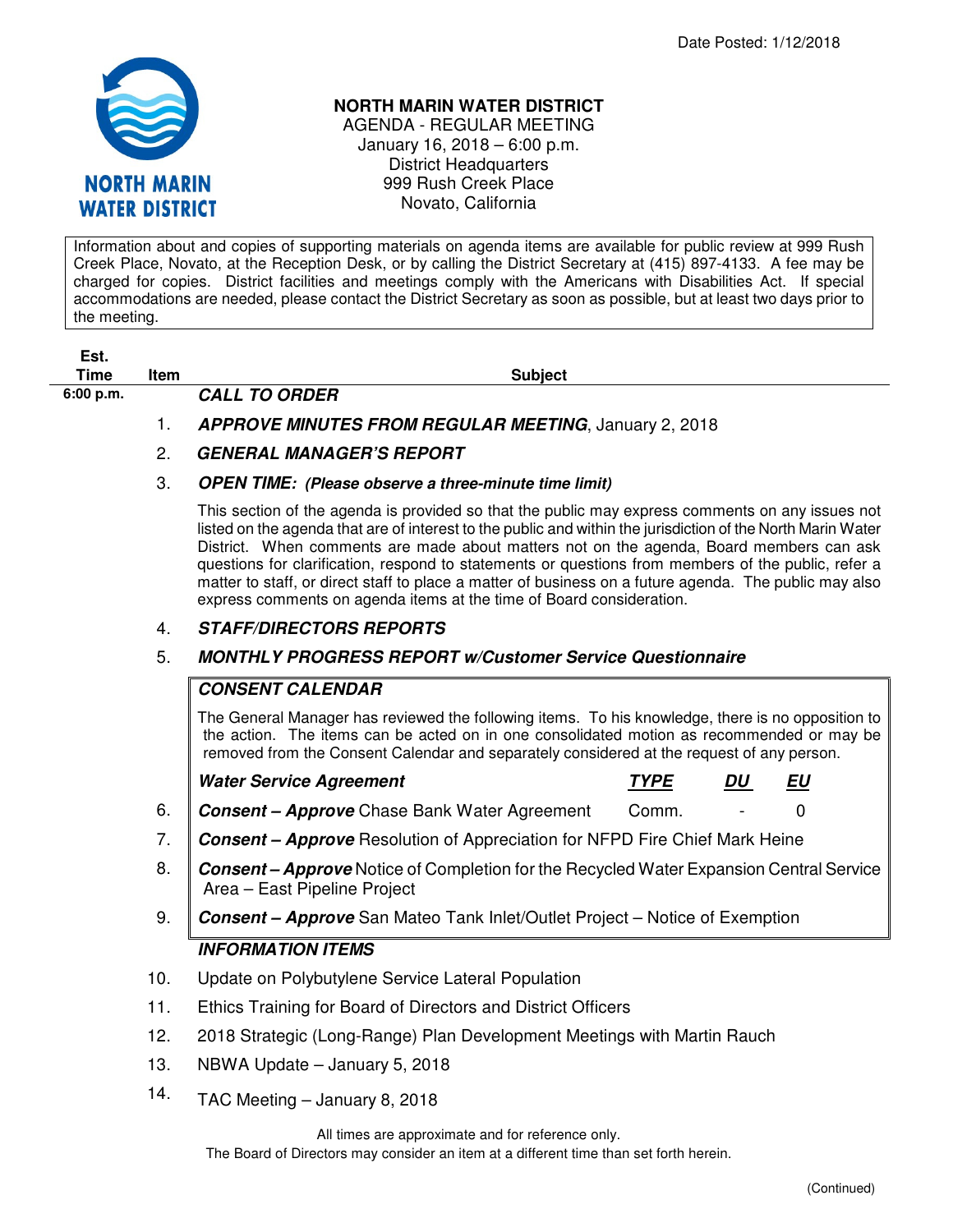Date Posted: 1/12/2018

# NORTH MARIN WATER DISTRICT

AGENDA - REGULAR MEETING
January 16, 2018 – 6:00 p.m.
District Headquarters
999 Rush Creek Place
Novato, California

Information about and copies of supporting materials on agenda items are available for public review at 999 Rush Creek Place, Novato, at the Reception Desk, or by calling the District Secretary at (415) 897-4133. A fee may be charged for copies. District facilities and meetings comply with the Americans with Disabilities Act. If special accommodations are needed, please contact the District Secretary as soon as possible, but at least two days prior to the meeting.

| Est. Time | Item | Subject |
|---|---|---|
| 6:00 p.m. | | ***CALL TO ORDER*** |
| | 1. | ***APPROVE MINUTES FROM REGULAR MEETING***, January 2, 2018 |
| | 2. | ***GENERAL MANAGER'S REPORT*** |
| | 3. | ***OPEN TIME: (Please observe a three-minute time limit)*** |

This section of the agenda is provided so that the public may express comments on any issues not listed on the agenda that are of interest to the public and within the jurisdiction of the North Marin Water District. When comments are made about matters not on the agenda, Board members can ask questions for clarification, respond to statements or questions from members of the public, refer a matter to staff, or direct staff to place a matter of business on a future agenda. The public may also express comments on agenda items at the time of Board consideration.

4. ***STAFF/DIRECTORS REPORTS***

5. ***MONTHLY PROGRESS REPORT w/Customer Service Questionnaire***

***CONSENT CALENDAR***

The General Manager has reviewed the following items. To his knowledge, there is no opposition to the action. The items can be acted on in one consolidated motion as recommended or may be removed from the Consent Calendar and separately considered at the request of any person.

| Item | ***Water Service Agreement*** | ***TYPE*** | ***DU*** | ***EU*** |
|---|---|---|---|---|
| 6. | ***Consent – Approve*** Chase Bank Water Agreement | Comm. | - | 0 |

7. ***Consent – Approve*** Resolution of Appreciation for NFPD Fire Chief Mark Heine

8. ***Consent – Approve*** Notice of Completion for the Recycled Water Expansion Central Service Area – East Pipeline Project

9. ***Consent – Approve*** San Mateo Tank Inlet/Outlet Project – Notice of Exemption

***INFORMATION ITEMS***

10. Update on Polybutylene Service Lateral Population

11. Ethics Training for Board of Directors and District Officers

12. 2018 Strategic (Long-Range) Plan Development Meetings with Martin Rauch

13. NBWA Update – January 5, 2018

14. TAC Meeting – January 8, 2018

All times are approximate and for reference only.
The Board of Directors may consider an item at a different time than set forth herein.

(Continued)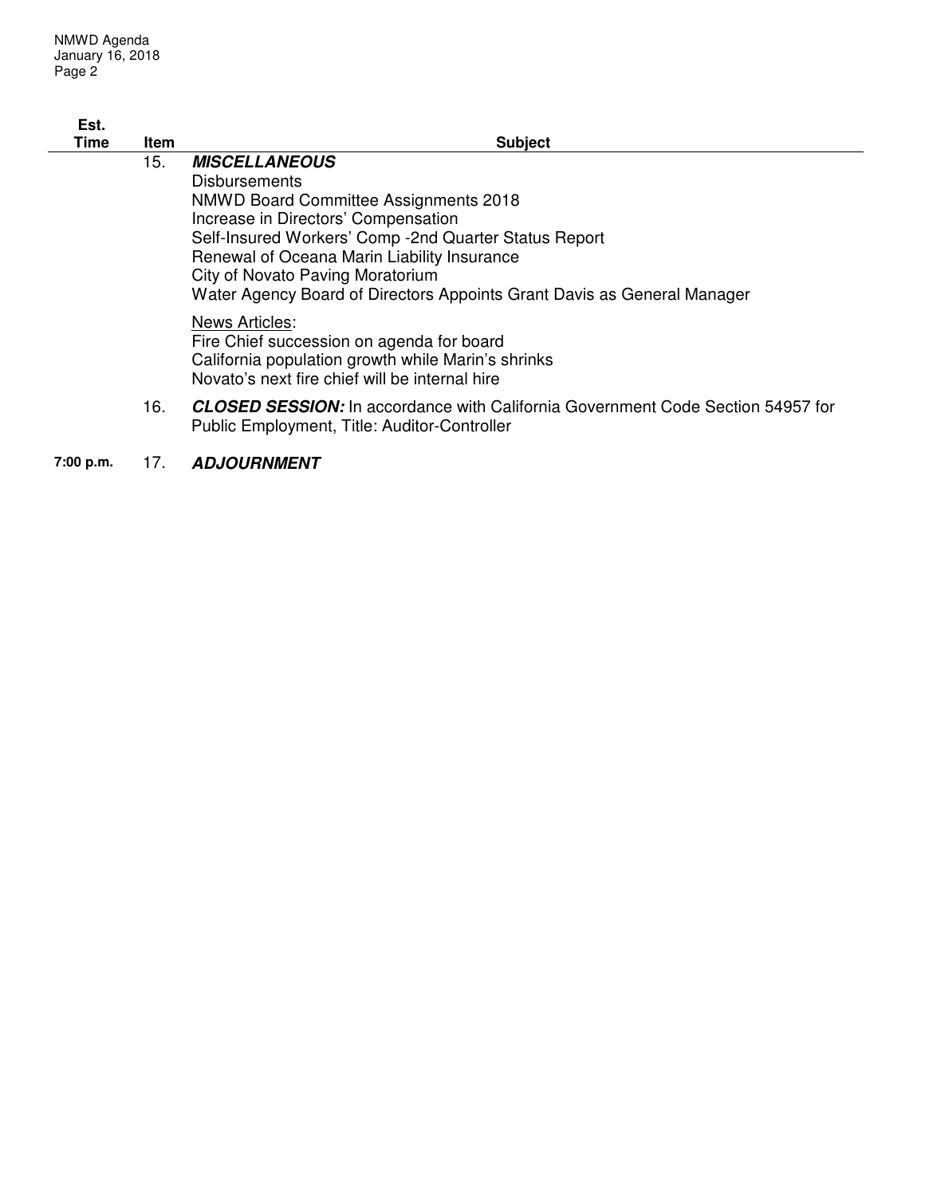| Est. Time | Item | Subject |
|---|---|---|
| | 15. | ***MISCELLANEOUS***<br>Disbursements<br>NMWD Board Committee Assignments 2018<br>Increase in Directors' Compensation<br>Self-Insured Workers' Comp -2nd Quarter Status Report<br>Renewal of Oceana Marin Liability Insurance<br>City of Novato Paving Moratorium<br>Water Agency Board of Directors Appoints Grant Davis as General Manager<br><br>News Articles:<br>Fire Chief succession on agenda for board<br>California population growth while Marin's shrinks<br>Novato's next fire chief will be internal hire |
| | 16. | ***CLOSED SESSION:*** In accordance with California Government Code Section 54957 for Public Employment, Title: Auditor-Controller |
| **7:00 p.m.** | 17. | ***ADJOURNMENT*** |